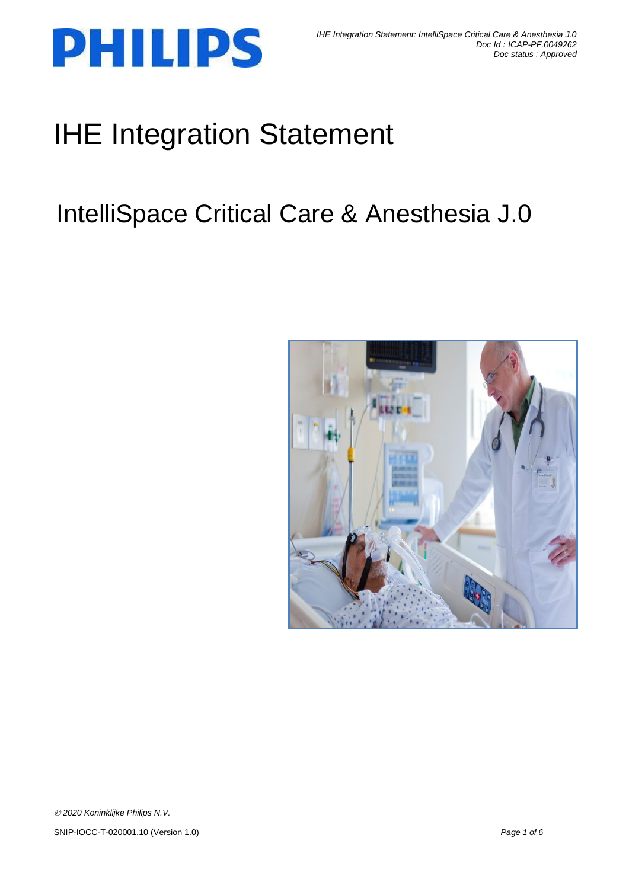# IHE Integration Statement

## IntelliSpace Critical Care & Anesthesia J.0

*© 2020 Koninklijke Philips N.V.*

SNIP-IOCC-T-020001.10 (Version 1.0)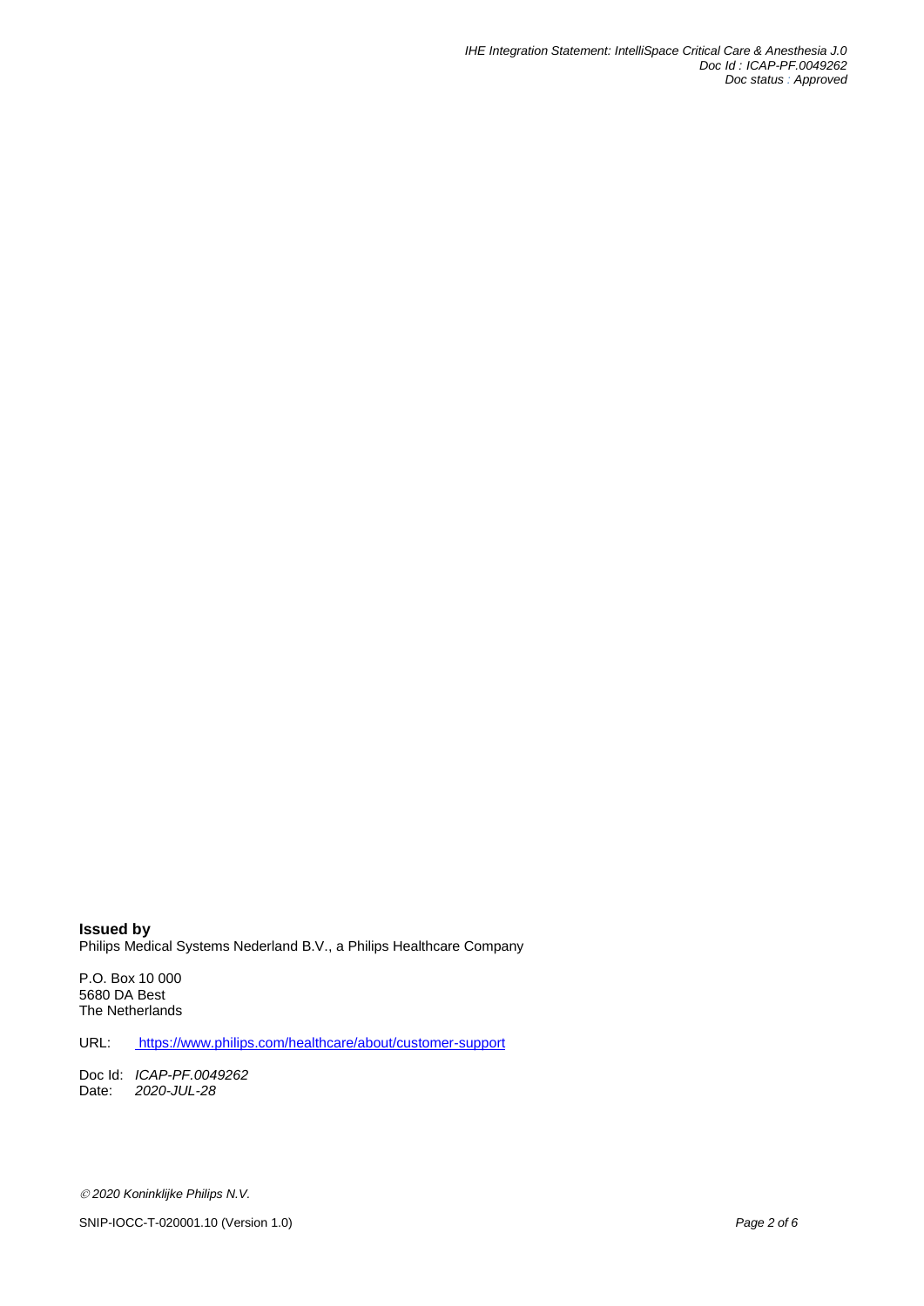**Issued by**
Philips Medical Systems Nederland B.V., a Philips Healthcare Company

P.O. Box 10 000
5680 DA Best
The Netherlands

URL: https://www.philips.com/healthcare/about/customer-support

Doc Id: *ICAP-PF.0049262*
Date: *2020-JUL-28*

*© 2020 Koninklijke Philips N.V.*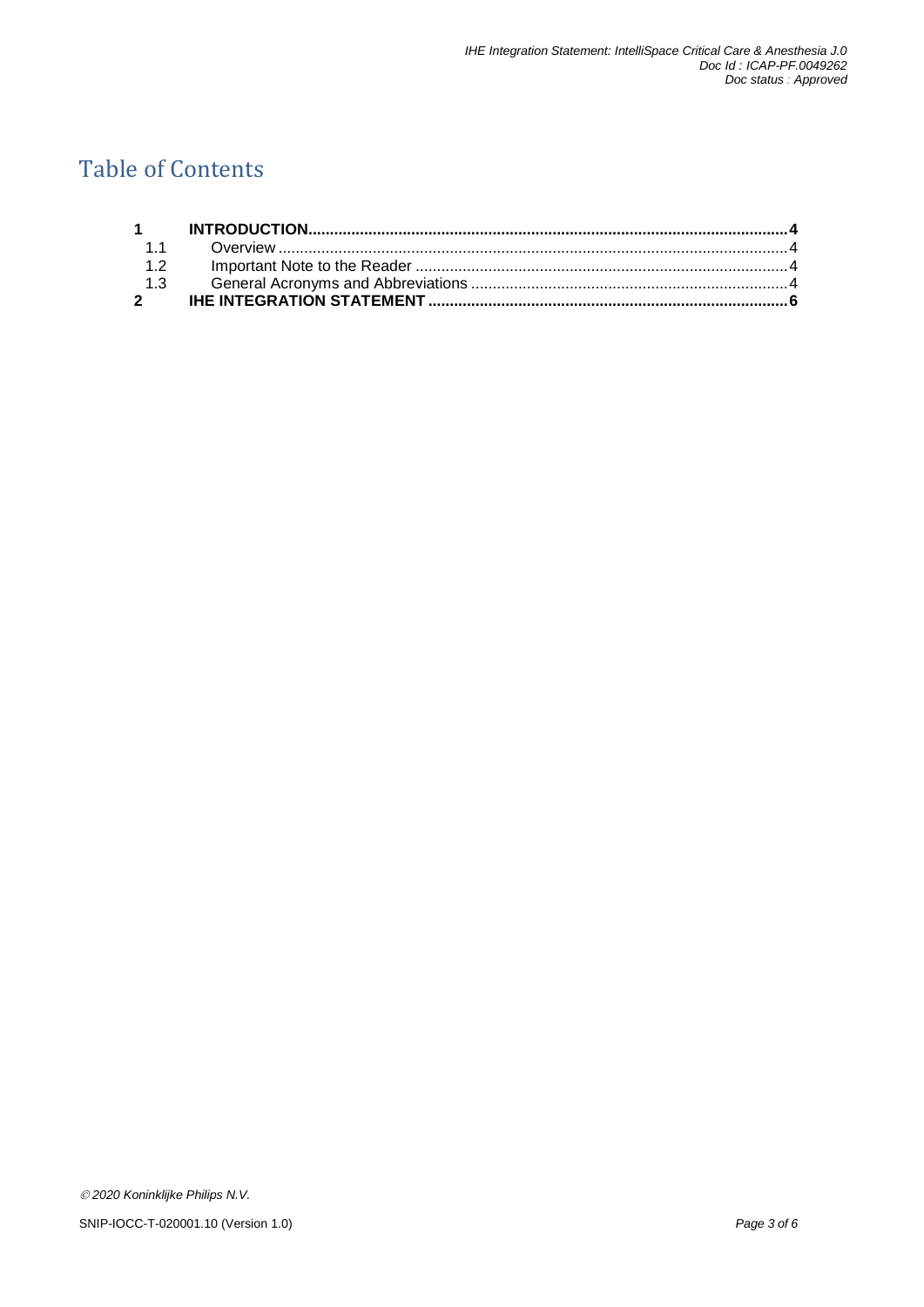# Table of Contents

| | | |
|---|---|---|
| **1** | **INTRODUCTION** | **4** |
| 1.1 | Overview | 4 |
| 1.2 | Important Note to the Reader | 4 |
| 1.3 | General Acronyms and Abbreviations | 4 |
| **2** | **IHE INTEGRATION STATEMENT** | **6** |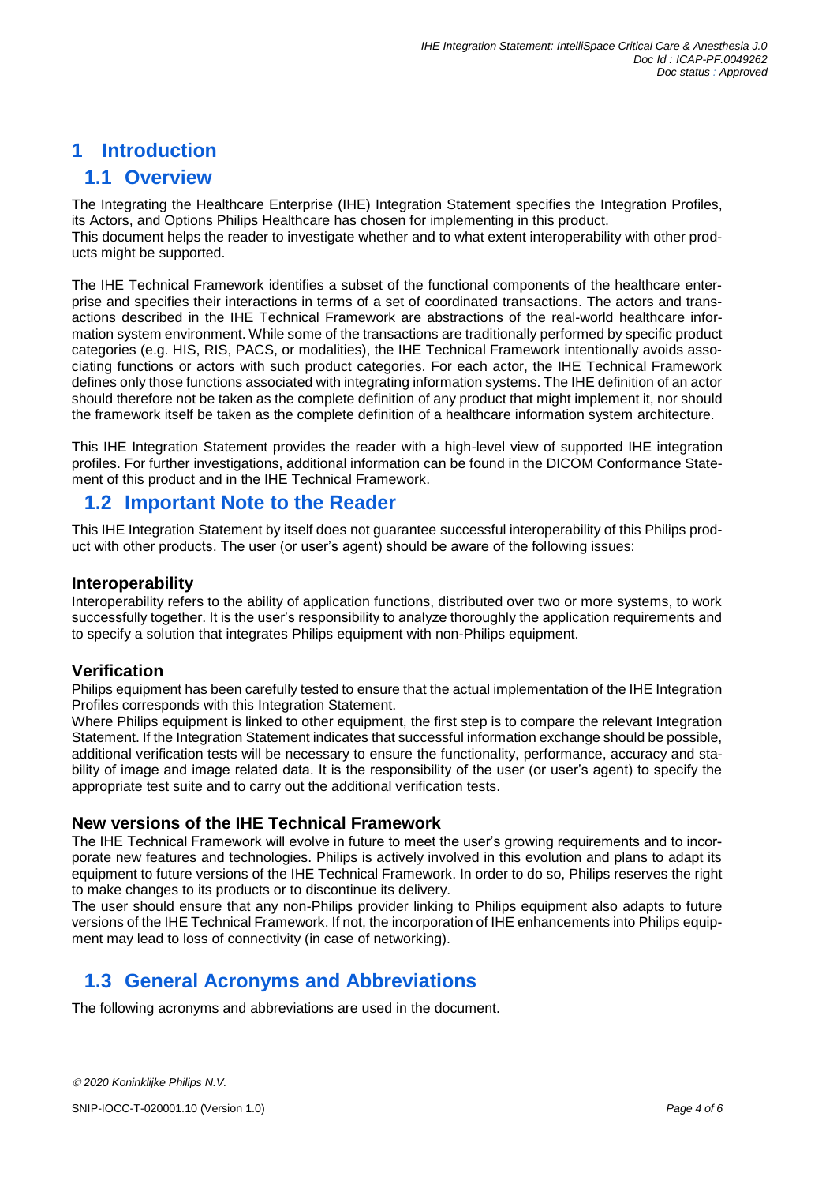# 1 Introduction

## 1.1 Overview

The Integrating the Healthcare Enterprise (IHE) Integration Statement specifies the Integration Profiles, its Actors, and Options Philips Healthcare has chosen for implementing in this product.
This document helps the reader to investigate whether and to what extent interoperability with other products might be supported.

The IHE Technical Framework identifies a subset of the functional components of the healthcare enterprise and specifies their interactions in terms of a set of coordinated transactions. The actors and transactions described in the IHE Technical Framework are abstractions of the real-world healthcare information system environment. While some of the transactions are traditionally performed by specific product categories (e.g. HIS, RIS, PACS, or modalities), the IHE Technical Framework intentionally avoids associating functions or actors with such product categories. For each actor, the IHE Technical Framework defines only those functions associated with integrating information systems. The IHE definition of an actor should therefore not be taken as the complete definition of any product that might implement it, nor should the framework itself be taken as the complete definition of a healthcare information system architecture.

This IHE Integration Statement provides the reader with a high-level view of supported IHE integration profiles. For further investigations, additional information can be found in the DICOM Conformance Statement of this product and in the IHE Technical Framework.

## 1.2 Important Note to the Reader

This IHE Integration Statement by itself does not guarantee successful interoperability of this Philips product with other products. The user (or user's agent) should be aware of the following issues:

### Interoperability

Interoperability refers to the ability of application functions, distributed over two or more systems, to work successfully together. It is the user's responsibility to analyze thoroughly the application requirements and to specify a solution that integrates Philips equipment with non-Philips equipment.

### Verification

Philips equipment has been carefully tested to ensure that the actual implementation of the IHE Integration Profiles corresponds with this Integration Statement.
Where Philips equipment is linked to other equipment, the first step is to compare the relevant Integration Statement. If the Integration Statement indicates that successful information exchange should be possible, additional verification tests will be necessary to ensure the functionality, performance, accuracy and stability of image and image related data. It is the responsibility of the user (or user's agent) to specify the appropriate test suite and to carry out the additional verification tests.

### New versions of the IHE Technical Framework

The IHE Technical Framework will evolve in future to meet the user's growing requirements and to incorporate new features and technologies. Philips is actively involved in this evolution and plans to adapt its equipment to future versions of the IHE Technical Framework. In order to do so, Philips reserves the right to make changes to its products or to discontinue its delivery.
The user should ensure that any non-Philips provider linking to Philips equipment also adapts to future versions of the IHE Technical Framework. If not, the incorporation of IHE enhancements into Philips equipment may lead to loss of connectivity (in case of networking).

## 1.3 General Acronyms and Abbreviations

The following acronyms and abbreviations are used in the document.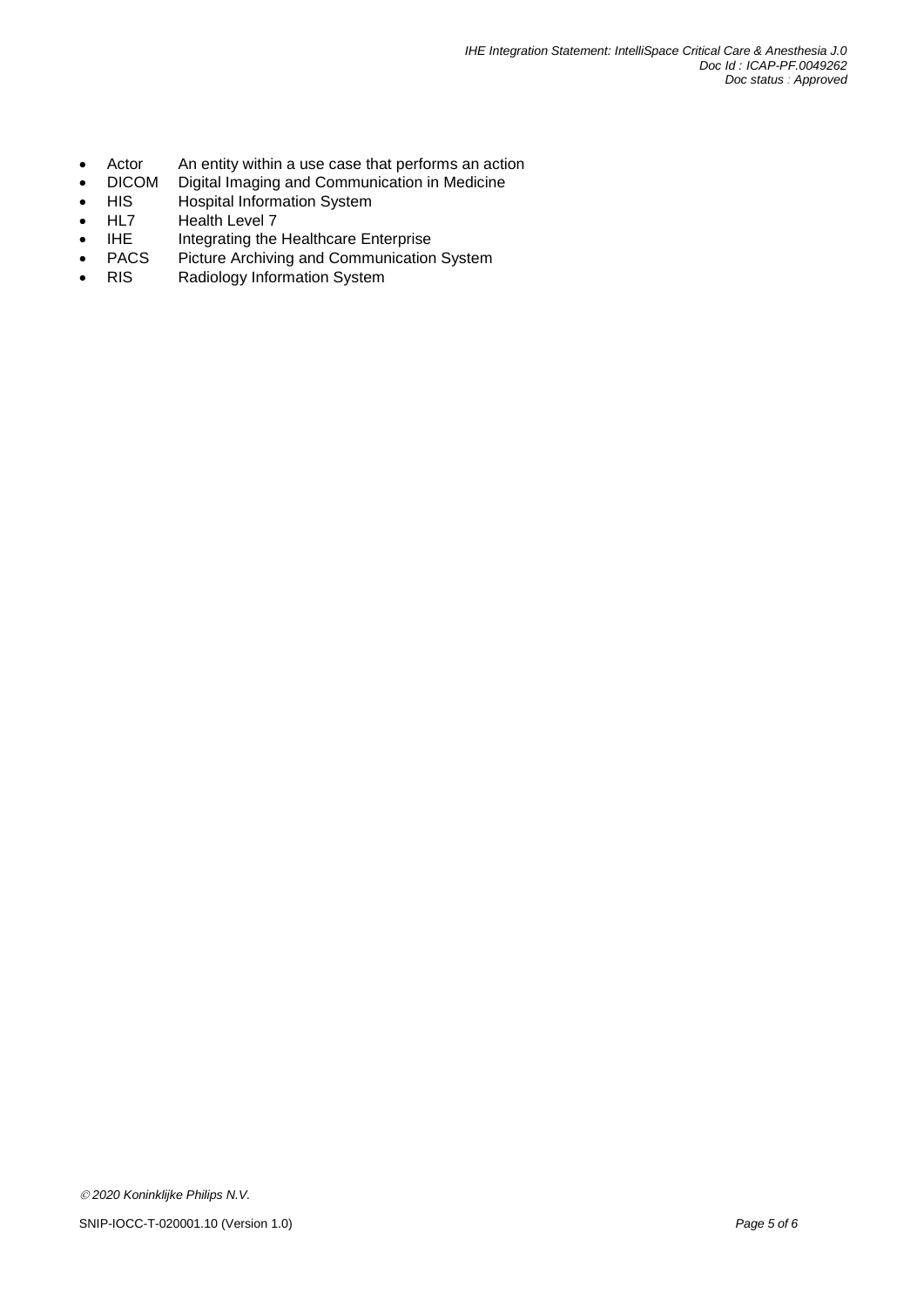- Actor An entity within a use case that performs an action
- DICOM Digital Imaging and Communication in Medicine
- HIS Hospital Information System
- HL7 Health Level 7
- IHE Integrating the Healthcare Enterprise
- PACS Picture Archiving and Communication System
- RIS Radiology Information System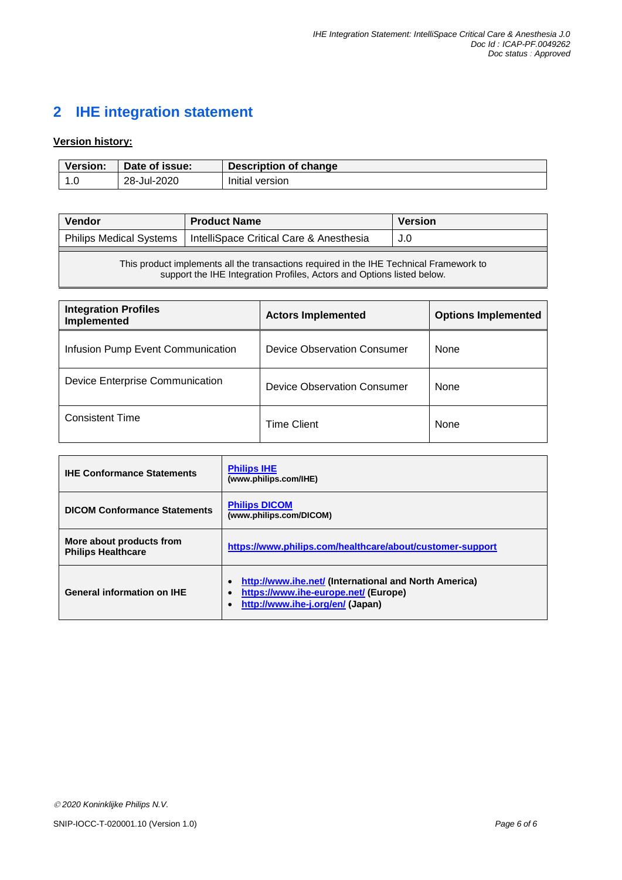## 2 IHE integration statement

**Version history:**

| Version: | Date of issue: | Description of change |
|---|---|---|
| 1.0 | 28-Jul-2020 | Initial version |

| Vendor | Product Name | Version |
|---|---|---|
| Philips Medical Systems | IntelliSpace Critical Care & Anesthesia | J.0 |

This product implements all the transactions required in the IHE Technical Framework to support the IHE Integration Profiles, Actors and Options listed below.

| Integration Profiles Implemented | Actors Implemented | Options Implemented |
|---|---|---|
| Infusion Pump Event Communication | Device Observation Consumer | None |
| Device Enterprise Communication | Device Observation Consumer | None |
| Consistent Time | Time Client | None |

| | |
|---|---|
| **IHE Conformance Statements** | [Philips IHE](www.philips.com/IHE) **(www.philips.com/IHE)** |
| **DICOM Conformance Statements** | [Philips DICOM](www.philips.com/DICOM) **(www.philips.com/DICOM)** |
| **More about products from Philips Healthcare** | **https://www.philips.com/healthcare/about/customer-support** |
| **General information on IHE** | • **http://www.ihe.net/ (International and North America)** • **https://www.ihe-europe.net/ (Europe)** • **http://www.ihe-j.org/en/ (Japan)** |